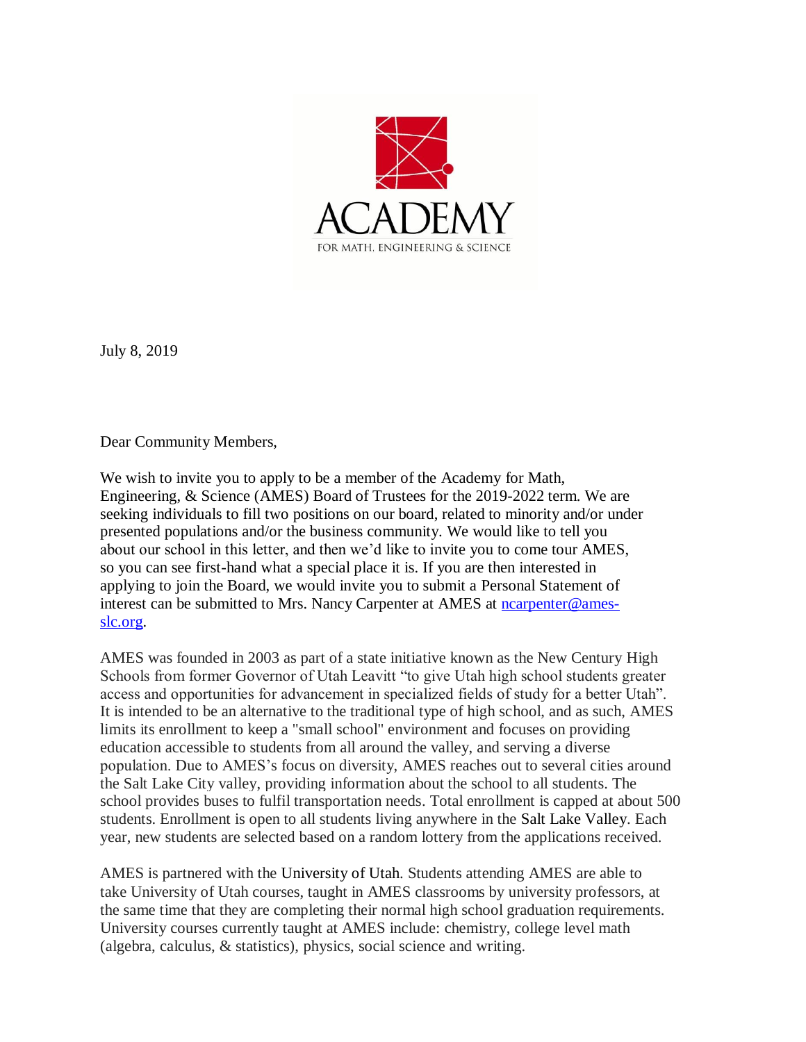ACADEMY

FOR MATH, ENGINEERING & SCIENCE

July 8, 2019

Dear Community Members,

We wish to invite you to apply to be a member of the Academy for Math, Engineering, & Science (AMES) Board of Trustees for the 2019-2022 term. We are seeking individuals to fill two positions on our board, related to minority and/or under presented populations and/or the business community. We would like to tell you about our school in this letter, and then we'd like to invite you to come tour AMES, so you can see first-hand what a special place it is. If you are then interested in applying to join the Board, we would invite you to submit a Personal Statement of interest can be submitted to Mrs. Nancy Carpenter at AMES at [ncarpenter@ames-slc.org](mailto:ncarpenter@ames-slc.org).

AMES was founded in 2003 as part of a state initiative known as the New Century High Schools from former Governor of Utah Leavitt "to give Utah high school students greater access and opportunities for advancement in specialized fields of study for a better Utah". It is intended to be an alternative to the traditional type of high school, and as such, AMES limits its enrollment to keep a "small school" environment and focuses on providing education accessible to students from all around the valley, and serving a diverse population. Due to AMES's focus on diversity, AMES reaches out to several cities around the Salt Lake City valley, providing information about the school to all students. The school provides buses to fulfil transportation needs. Total enrollment is capped at about 500 students. Enrollment is open to all students living anywhere in the Salt Lake Valley. Each year, new students are selected based on a random lottery from the applications received.

AMES is partnered with the University of Utah. Students attending AMES are able to take University of Utah courses, taught in AMES classrooms by university professors, at the same time that they are completing their normal high school graduation requirements. University courses currently taught at AMES include: chemistry, college level math (algebra, calculus, & statistics), physics, social science and writing.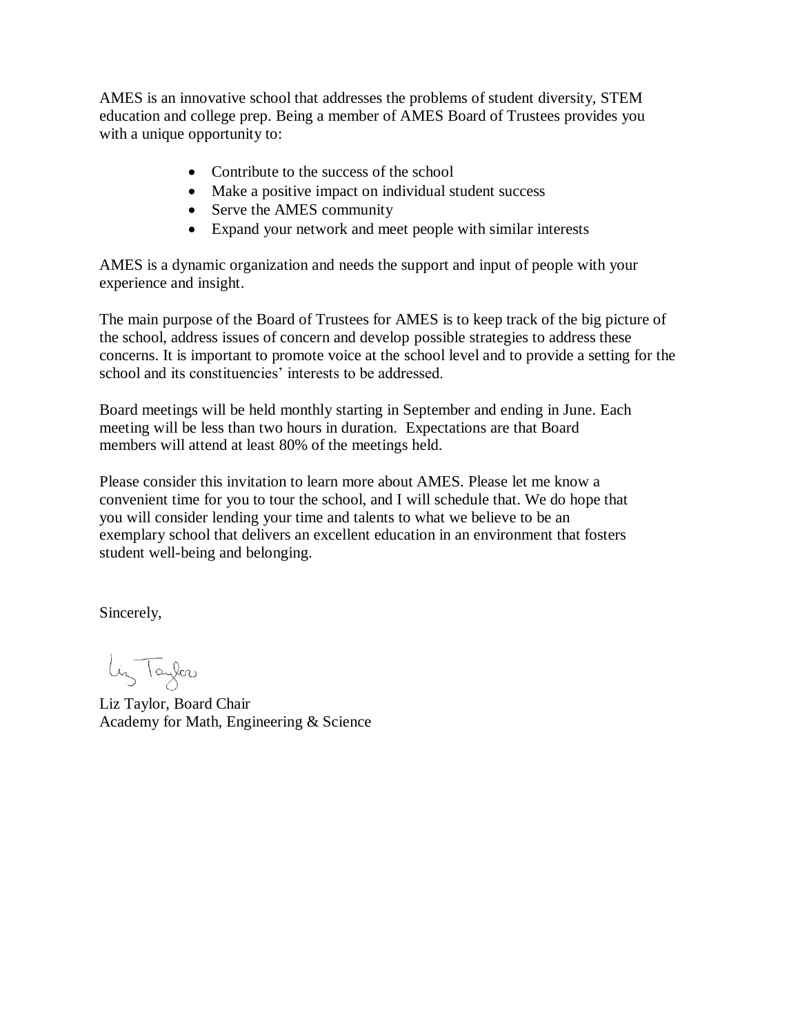AMES is an innovative school that addresses the problems of student diversity, STEM education and college prep. Being a member of AMES Board of Trustees provides you with a unique opportunity to:

- Contribute to the success of the school
- Make a positive impact on individual student success
- Serve the AMES community
- Expand your network and meet people with similar interests

AMES is a dynamic organization and needs the support and input of people with your experience and insight.

The main purpose of the Board of Trustees for AMES is to keep track of the big picture of the school, address issues of concern and develop possible strategies to address these concerns. It is important to promote voice at the school level and to provide a setting for the school and its constituencies' interests to be addressed.

Board meetings will be held monthly starting in September and ending in June. Each meeting will be less than two hours in duration. Expectations are that Board members will attend at least 80% of the meetings held.

Please consider this invitation to learn more about AMES. Please let me know a convenient time for you to tour the school, and I will schedule that. We do hope that you will consider lending your time and talents to what we believe to be an exemplary school that delivers an excellent education in an environment that fosters student well-being and belonging.

Sincerely,

Liz Taylor

Liz Taylor, Board Chair
Academy for Math, Engineering & Science